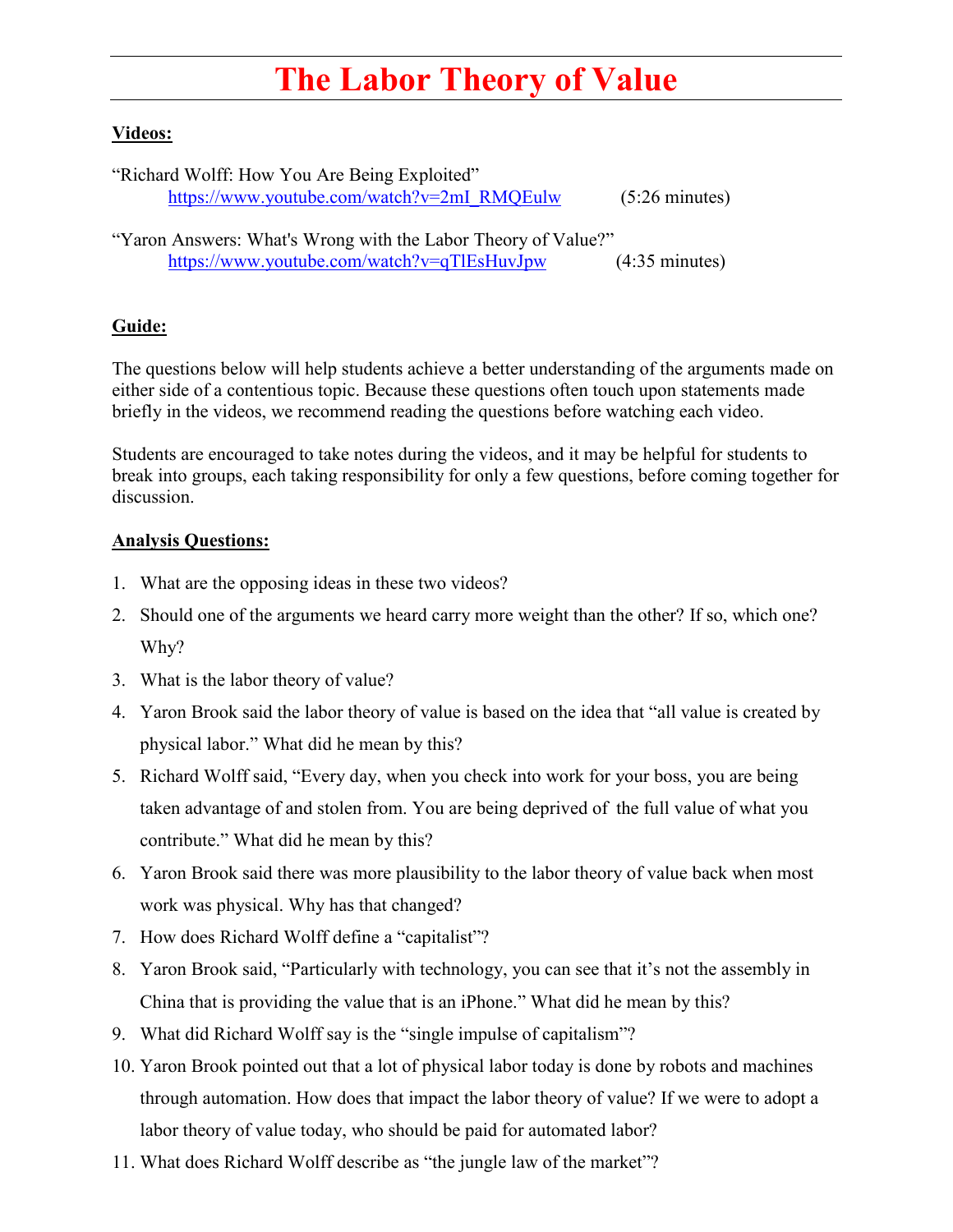# The Labor Theory of Value

**Videos:**

"Richard Wolff: How You Are Being Exploited"
[https://www.youtube.com/watch?v=2mI_RMQEulw](https://www.youtube.com/watch?v=2mI_RMQEulw) (5:26 minutes)

"Yaron Answers: What's Wrong with the Labor Theory of Value?"
[https://www.youtube.com/watch?v=qTlEsHuvJpw](https://www.youtube.com/watch?v=qTlEsHuvJpw) (4:35 minutes)

**Guide:**

The questions below will help students achieve a better understanding of the arguments made on either side of a contentious topic. Because these questions often touch upon statements made briefly in the videos, we recommend reading the questions before watching each video.

Students are encouraged to take notes during the videos, and it may be helpful for students to break into groups, each taking responsibility for only a few questions, before coming together for discussion.

**Analysis Questions:**

1. What are the opposing ideas in these two videos?
2. Should one of the arguments we heard carry more weight than the other? If so, which one? Why?
3. What is the labor theory of value?
4. Yaron Brook said the labor theory of value is based on the idea that "all value is created by physical labor." What did he mean by this?
5. Richard Wolff said, "Every day, when you check into work for your boss, you are being taken advantage of and stolen from. You are being deprived of the full value of what you contribute." What did he mean by this?
6. Yaron Brook said there was more plausibility to the labor theory of value back when most work was physical. Why has that changed?
7. How does Richard Wolff define a "capitalist"?
8. Yaron Brook said, "Particularly with technology, you can see that it's not the assembly in China that is providing the value that is an iPhone." What did he mean by this?
9. What did Richard Wolff say is the "single impulse of capitalism"?
10. Yaron Brook pointed out that a lot of physical labor today is done by robots and machines through automation. How does that impact the labor theory of value? If we were to adopt a labor theory of value today, who should be paid for automated labor?
11. What does Richard Wolff describe as "the jungle law of the market"?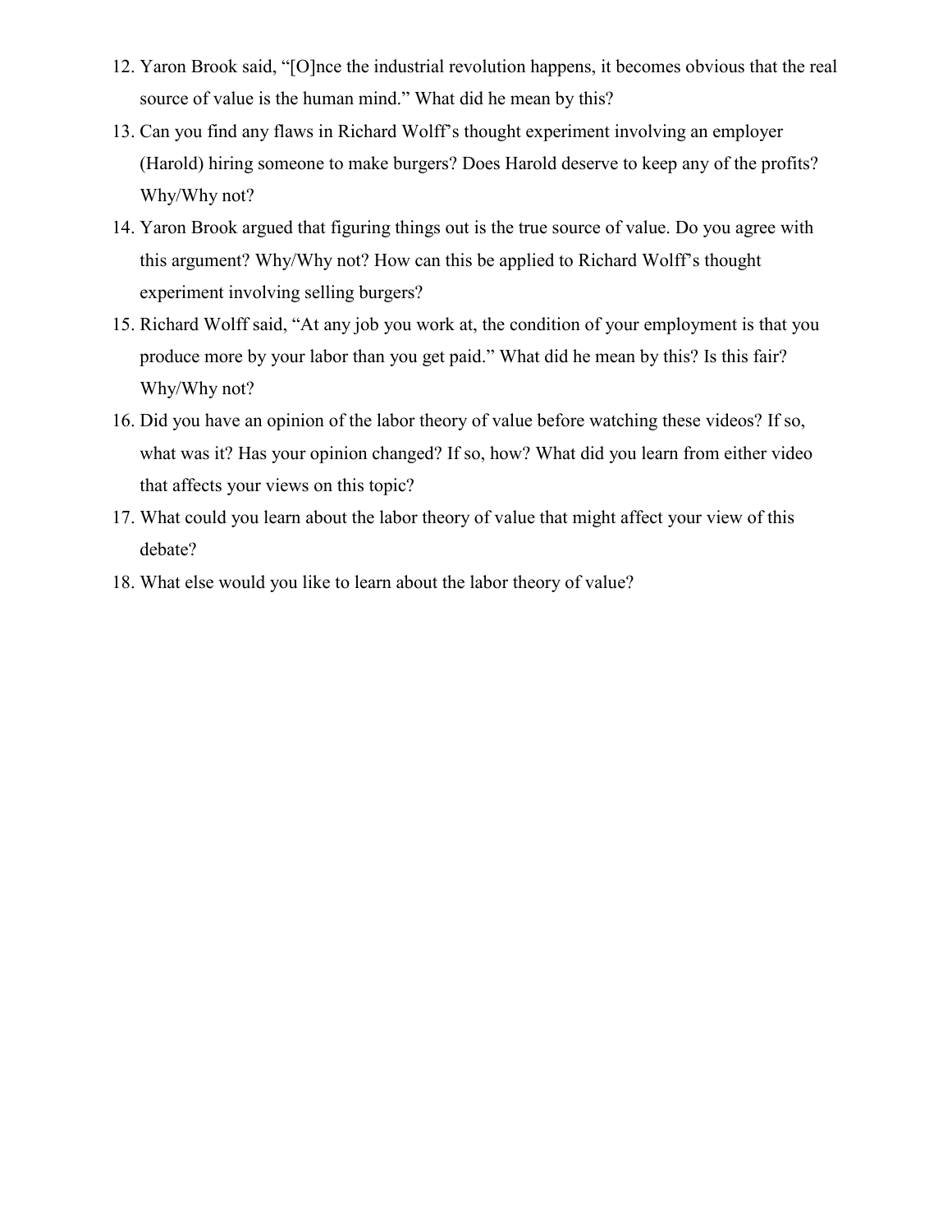12. Yaron Brook said, "[O]nce the industrial revolution happens, it becomes obvious that the real source of value is the human mind." What did he mean by this?
13. Can you find any flaws in Richard Wolff's thought experiment involving an employer (Harold) hiring someone to make burgers? Does Harold deserve to keep any of the profits? Why/Why not?
14. Yaron Brook argued that figuring things out is the true source of value. Do you agree with this argument? Why/Why not? How can this be applied to Richard Wolff's thought experiment involving selling burgers?
15. Richard Wolff said, "At any job you work at, the condition of your employment is that you produce more by your labor than you get paid." What did he mean by this? Is this fair? Why/Why not?
16. Did you have an opinion of the labor theory of value before watching these videos? If so, what was it? Has your opinion changed? If so, how? What did you learn from either video that affects your views on this topic?
17. What could you learn about the labor theory of value that might affect your view of this debate?
18. What else would you like to learn about the labor theory of value?